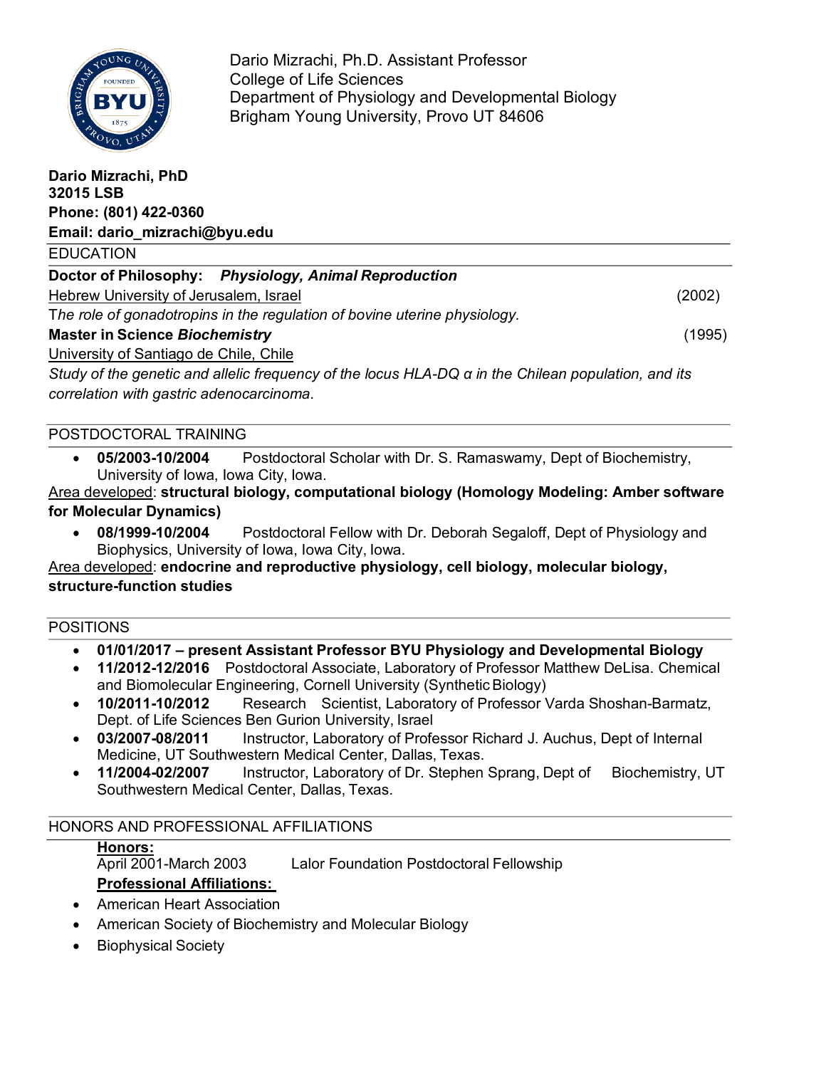Dario Mizrachi, Ph.D. Assistant Professor
College of Life Sciences
Department of Physiology and Developmental Biology
Brigham Young University, Provo UT 84606

**Dario Mizrachi, PhD**
**32015 LSB**
**Phone: (801) 422-0360**
**Email: dario_mizrachi@byu.edu**

## EDUCATION

**Doctor of Philosophy:** ***Physiology, Animal Reproduction***
Hebrew University of Jerusalem, Israel (2002)
*The role of gonadotropins in the regulation of bovine uterine physiology.*

**Master in Science** ***Biochemistry*** (1995)
University of Santiago de Chile, Chile
*Study of the genetic and allelic frequency of the locus HLA-DQ α in the Chilean population, and its correlation with gastric adenocarcinoma.*

## POSTDOCTORAL TRAINING

- **05/2003-10/2004** Postdoctoral Scholar with Dr. S. Ramaswamy, Dept of Biochemistry, University of Iowa, Iowa City, Iowa.

Area developed: **structural biology, computational biology (Homology Modeling: Amber software for Molecular Dynamics)**

- **08/1999-10/2004** Postdoctoral Fellow with Dr. Deborah Segaloff, Dept of Physiology and Biophysics, University of Iowa, Iowa City, Iowa.

Area developed: **endocrine and reproductive physiology, cell biology, molecular biology, structure-function studies**

## POSITIONS

- **01/01/2017 – present Assistant Professor BYU Physiology and Developmental Biology**
- **11/2012-12/2016** Postdoctoral Associate, Laboratory of Professor Matthew DeLisa. Chemical and Biomolecular Engineering, Cornell University (Synthetic Biology)
- **10/2011-10/2012** Research Scientist, Laboratory of Professor Varda Shoshan-Barmatz, Dept. of Life Sciences Ben Gurion University, Israel
- **03/2007-08/2011** Instructor, Laboratory of Professor Richard J. Auchus, Dept of Internal Medicine, UT Southwestern Medical Center, Dallas, Texas.
- **11/2004-02/2007** Instructor, Laboratory of Dr. Stephen Sprang, Dept of Biochemistry, UT Southwestern Medical Center, Dallas, Texas.

## HONORS AND PROFESSIONAL AFFILIATIONS

**Honors:**
April 2001-March 2003 Lalor Foundation Postdoctoral Fellowship

**Professional Affiliations:**

- American Heart Association
- American Society of Biochemistry and Molecular Biology
- Biophysical Society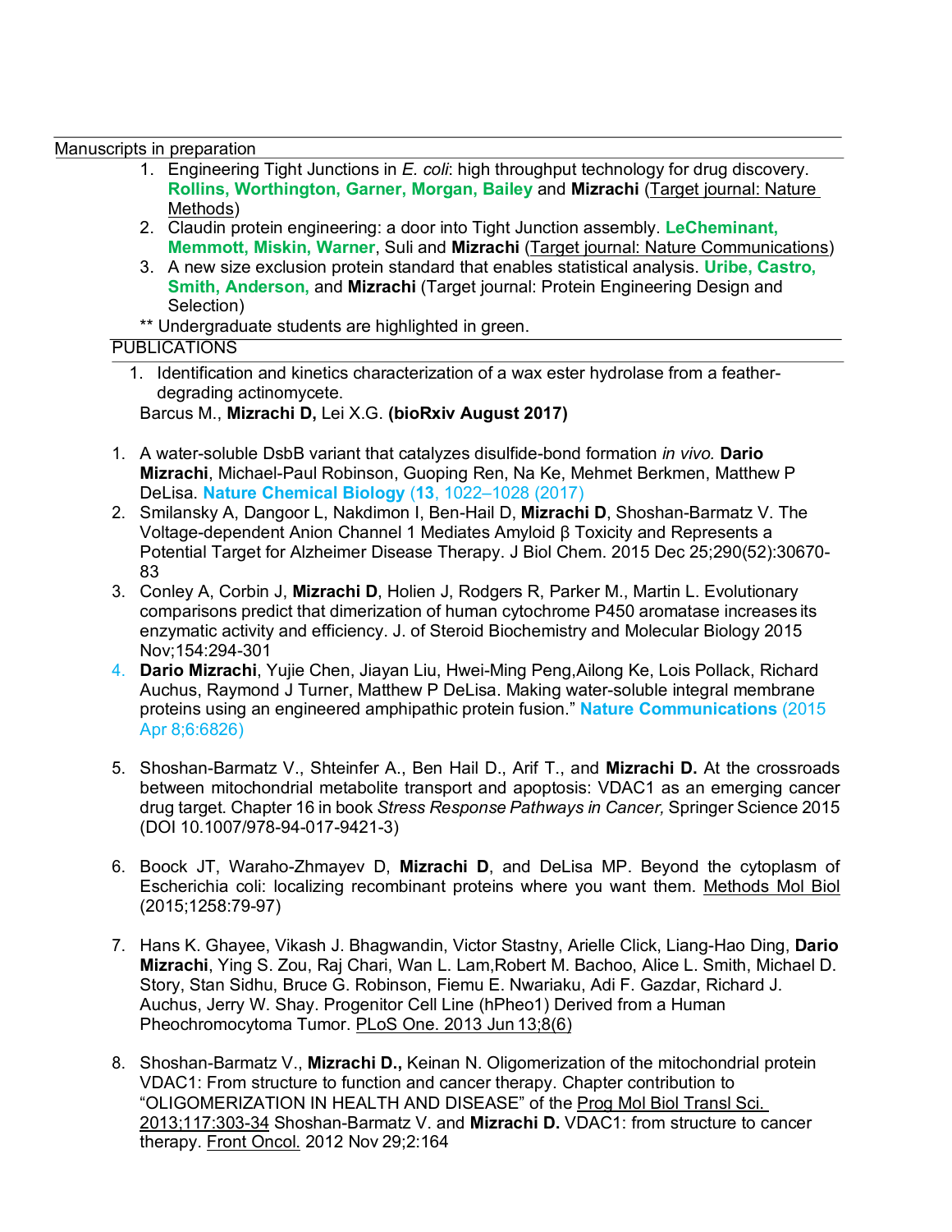## Manuscripts in preparation

1. Engineering Tight Junctions in *E. coli*: high throughput technology for drug discovery. **Rollins, Worthington, Garner, Morgan, Bailey** and **Mizrachi** (Target journal: Nature Methods)
2. Claudin protein engineering: a door into Tight Junction assembly. **LeCheminant, Memmott, Miskin, Warner**, Suli and **Mizrachi** (Target journal: Nature Communications)
3. A new size exclusion protein standard that enables statistical analysis. **Uribe, Castro, Smith, Anderson,** and **Mizrachi** (Target journal: Protein Engineering Design and Selection)

** Undergraduate students are highlighted in green.

## PUBLICATIONS

1. Identification and kinetics characterization of a wax ester hydrolase from a feather-degrading actinomycete.
   Barcus M., **Mizrachi D,** Lei X.G. **(bioRxiv August 2017)**

1. A water-soluble DsbB variant that catalyzes disulfide-bond formation *in vivo.* **Dario Mizrachi**, Michael-Paul Robinson, Guoping Ren, Na Ke, Mehmet Berkmen, Matthew P DeLisa. **Nature Chemical Biology** (**13**, 1022–1028 (2017))
2. Smilansky A, Dangoor L, Nakdimon I, Ben-Hail D, **Mizrachi D**, Shoshan-Barmatz V. The Voltage-dependent Anion Channel 1 Mediates Amyloid β Toxicity and Represents a Potential Target for Alzheimer Disease Therapy. J Biol Chem. 2015 Dec 25;290(52):30670-83
3. Conley A, Corbin J, **Mizrachi D**, Holien J, Rodgers R, Parker M., Martin L. Evolutionary comparisons predict that dimerization of human cytochrome P450 aromatase increases its enzymatic activity and efficiency. J. of Steroid Biochemistry and Molecular Biology 2015 Nov;154:294-301
4. **Dario Mizrachi**, Yujie Chen, Jiayan Liu, Hwei-Ming Peng,Ailong Ke, Lois Pollack, Richard Auchus, Raymond J Turner, Matthew P DeLisa. Making water-soluble integral membrane proteins using an engineered amphipathic protein fusion." **Nature Communications** (2015 Apr 8;6:6826)
5. Shoshan-Barmatz V., Shteinfer A., Ben Hail D., Arif T., and **Mizrachi D.** At the crossroads between mitochondrial metabolite transport and apoptosis: VDAC1 as an emerging cancer drug target. Chapter 16 in book *Stress Response Pathways in Cancer,* Springer Science 2015 (DOI 10.1007/978-94-017-9421-3)
6. Boock JT, Waraho-Zhmayev D, **Mizrachi D**, and DeLisa MP. Beyond the cytoplasm of Escherichia coli: localizing recombinant proteins where you want them. Methods Mol Biol (2015;1258:79-97)
7. Hans K. Ghayee, Vikash J. Bhagwandin, Victor Stastny, Arielle Click, Liang-Hao Ding, **Dario Mizrachi**, Ying S. Zou, Raj Chari, Wan L. Lam,Robert M. Bachoo, Alice L. Smith, Michael D. Story, Stan Sidhu, Bruce G. Robinson, Fiemu E. Nwariaku, Adi F. Gazdar, Richard J. Auchus, Jerry W. Shay. Progenitor Cell Line (hPheo1) Derived from a Human Pheochromocytoma Tumor. PLoS One. 2013 Jun 13;8(6)
8. Shoshan-Barmatz V., **Mizrachi D.,** Keinan N. Oligomerization of the mitochondrial protein VDAC1: From structure to function and cancer therapy. Chapter contribution to "OLIGOMERIZATION IN HEALTH AND DISEASE" of the Prog Mol Biol Transl Sci. 2013;117:303-34 Shoshan-Barmatz V. and **Mizrachi D.** VDAC1: from structure to cancer therapy. Front Oncol. 2012 Nov 29;2:164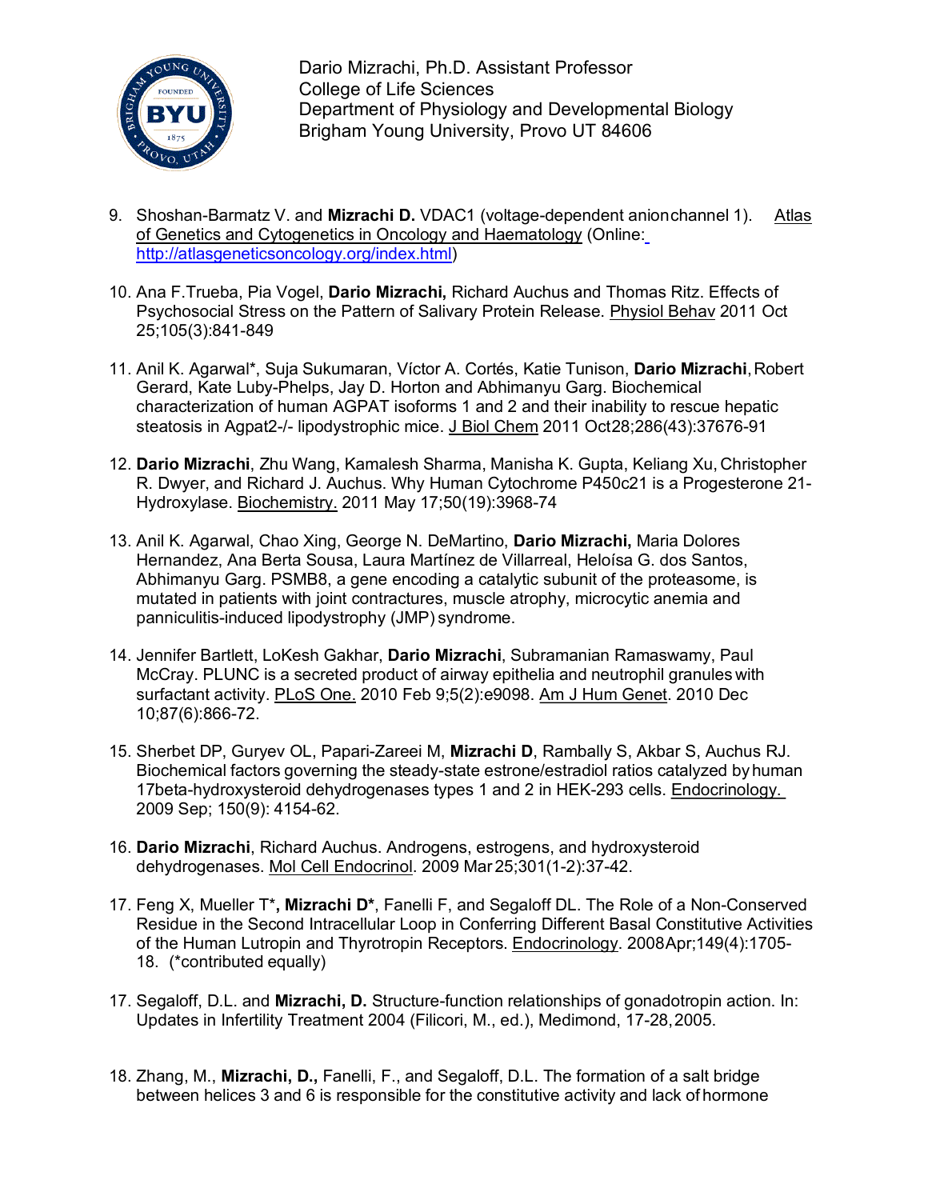Dario Mizrachi, Ph.D. Assistant Professor
College of Life Sciences
Department of Physiology and Developmental Biology
Brigham Young University, Provo UT 84606

9. Shoshan-Barmatz V. and **Mizrachi D.** VDAC1 (voltage-dependent anion channel 1). Atlas of Genetics and Cytogenetics in Oncology and Haematology (Online: http://atlasgeneticsoncology.org/index.html)

10. Ana F.Trueba, Pia Vogel, **Dario Mizrachi,** Richard Auchus and Thomas Ritz. Effects of Psychosocial Stress on the Pattern of Salivary Protein Release. Physiol Behav 2011 Oct 25;105(3):841-849

11. Anil K. Agarwal*, Suja Sukumaran, Víctor A. Cortés, Katie Tunison, **Dario Mizrachi**, Robert Gerard, Kate Luby-Phelps, Jay D. Horton and Abhimanyu Garg. Biochemical characterization of human AGPAT isoforms 1 and 2 and their inability to rescue hepatic steatosis in Agpat2-/- lipodystrophic mice. J Biol Chem 2011 Oct28;286(43):37676-91

12. **Dario Mizrachi**, Zhu Wang, Kamalesh Sharma, Manisha K. Gupta, Keliang Xu, Christopher R. Dwyer, and Richard J. Auchus. Why Human Cytochrome P450c21 is a Progesterone 21-Hydroxylase. Biochemistry. 2011 May 17;50(19):3968-74

13. Anil K. Agarwal, Chao Xing, George N. DeMartino, **Dario Mizrachi,** Maria Dolores Hernandez, Ana Berta Sousa, Laura Martínez de Villarreal, Heloísa G. dos Santos, Abhimanyu Garg. PSMB8, a gene encoding a catalytic subunit of the proteasome, is mutated in patients with joint contractures, muscle atrophy, microcytic anemia and panniculitis-induced lipodystrophy (JMP) syndrome.

14. Jennifer Bartlett, LoKesh Gakhar, **Dario Mizrachi**, Subramanian Ramaswamy, Paul McCray. PLUNC is a secreted product of airway epithelia and neutrophil granules with surfactant activity. PLoS One. 2010 Feb 9;5(2):e9098. Am J Hum Genet. 2010 Dec 10;87(6):866-72.

15. Sherbet DP, Guryev OL, Papari-Zareei M, **Mizrachi D**, Rambally S, Akbar S, Auchus RJ. Biochemical factors governing the steady-state estrone/estradiol ratios catalyzed by human 17beta-hydroxysteroid dehydrogenases types 1 and 2 in HEK-293 cells. Endocrinology. 2009 Sep; 150(9): 4154-62.

16. **Dario Mizrachi**, Richard Auchus. Androgens, estrogens, and hydroxysteroid dehydrogenases. Mol Cell Endocrinol. 2009 Mar 25;301(1-2):37-42.

17. Feng X, Mueller T***, Mizrachi D***, Fanelli F, and Segaloff DL. The Role of a Non-Conserved Residue in the Second Intracellular Loop in Conferring Different Basal Constitutive Activities of the Human Lutropin and Thyrotropin Receptors. Endocrinology. 2008Apr;149(4):1705-18. (*contributed equally)

17. Segaloff, D.L. and **Mizrachi, D.** Structure-function relationships of gonadotropin action. In: Updates in Infertility Treatment 2004 (Filicori, M., ed.), Medimond, 17-28, 2005.

18. Zhang, M., **Mizrachi, D.,** Fanelli, F., and Segaloff, D.L. The formation of a salt bridge between helices 3 and 6 is responsible for the constitutive activity and lack of hormone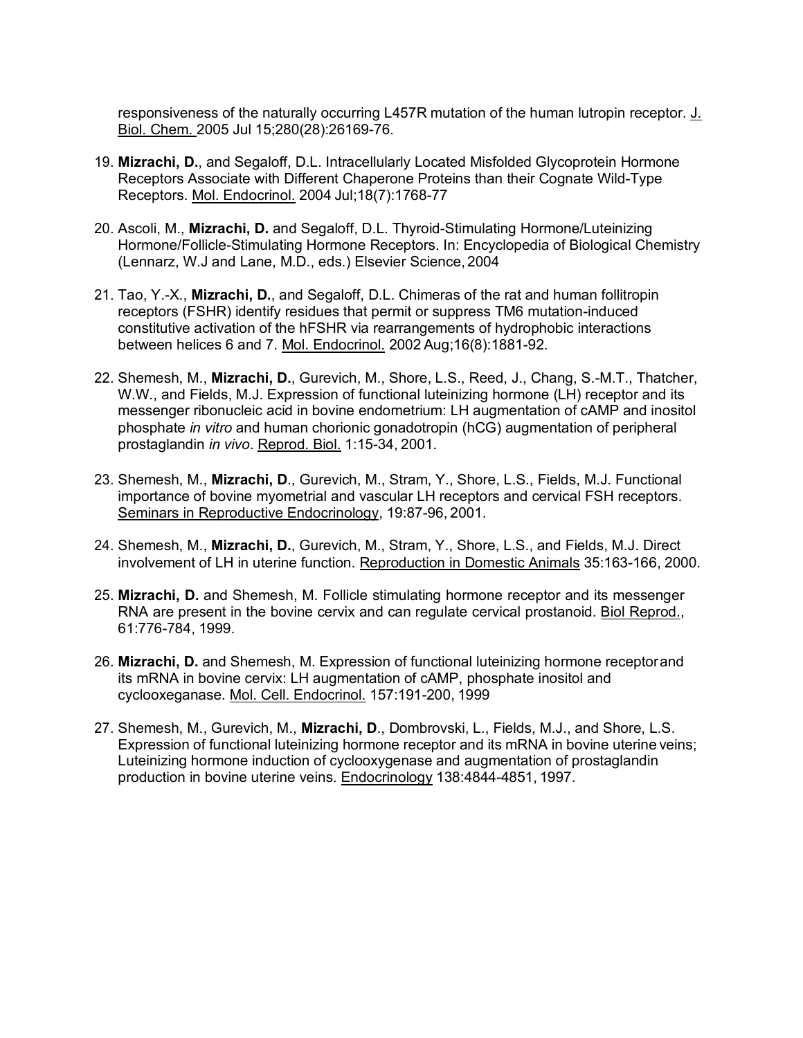responsiveness of the naturally occurring L457R mutation of the human lutropin receptor. J. Biol. Chem. 2005 Jul 15;280(28):26169-76.

19. **Mizrachi, D.**, and Segaloff, D.L. Intracellularly Located Misfolded Glycoprotein Hormone Receptors Associate with Different Chaperone Proteins than their Cognate Wild-Type Receptors. Mol. Endocrinol. 2004 Jul;18(7):1768-77

20. Ascoli, M., **Mizrachi, D.** and Segaloff, D.L. Thyroid-Stimulating Hormone/Luteinizing Hormone/Follicle-Stimulating Hormone Receptors. In: Encyclopedia of Biological Chemistry (Lennarz, W.J and Lane, M.D., eds.) Elsevier Science, 2004

21. Tao, Y.-X., **Mizrachi, D.**, and Segaloff, D.L. Chimeras of the rat and human follitropin receptors (FSHR) identify residues that permit or suppress TM6 mutation-induced constitutive activation of the hFSHR via rearrangements of hydrophobic interactions between helices 6 and 7. Mol. Endocrinol. 2002 Aug;16(8):1881-92.

22. Shemesh, M., **Mizrachi, D.**, Gurevich, M., Shore, L.S., Reed, J., Chang, S.-M.T., Thatcher, W.W., and Fields, M.J. Expression of functional luteinizing hormone (LH) receptor and its messenger ribonucleic acid in bovine endometrium: LH augmentation of cAMP and inositol phosphate *in vitro* and human chorionic gonadotropin (hCG) augmentation of peripheral prostaglandin *in vivo*. Reprod. Biol. 1:15-34, 2001.

23. Shemesh, M., **Mizrachi, D**., Gurevich, M., Stram, Y., Shore, L.S., Fields, M.J. Functional importance of bovine myometrial and vascular LH receptors and cervical FSH receptors. Seminars in Reproductive Endocrinology, 19:87-96, 2001.

24. Shemesh, M., **Mizrachi, D.**, Gurevich, M., Stram, Y., Shore, L.S., and Fields, M.J. Direct involvement of LH in uterine function. Reproduction in Domestic Animals 35:163-166, 2000.

25. **Mizrachi, D.** and Shemesh, M. Follicle stimulating hormone receptor and its messenger RNA are present in the bovine cervix and can regulate cervical prostanoid. Biol Reprod., 61:776-784, 1999.

26. **Mizrachi, D.** and Shemesh, M. Expression of functional luteinizing hormone receptor and its mRNA in bovine cervix: LH augmentation of cAMP, phosphate inositol and cyclooxeganase. Mol. Cell. Endocrinol. 157:191-200, 1999

27. Shemesh, M., Gurevich, M., **Mizrachi, D**., Dombrovski, L., Fields, M.J., and Shore, L.S. Expression of functional luteinizing hormone receptor and its mRNA in bovine uterine veins; Luteinizing hormone induction of cyclooxygenase and augmentation of prostaglandin production in bovine uterine veins. Endocrinology 138:4844-4851, 1997.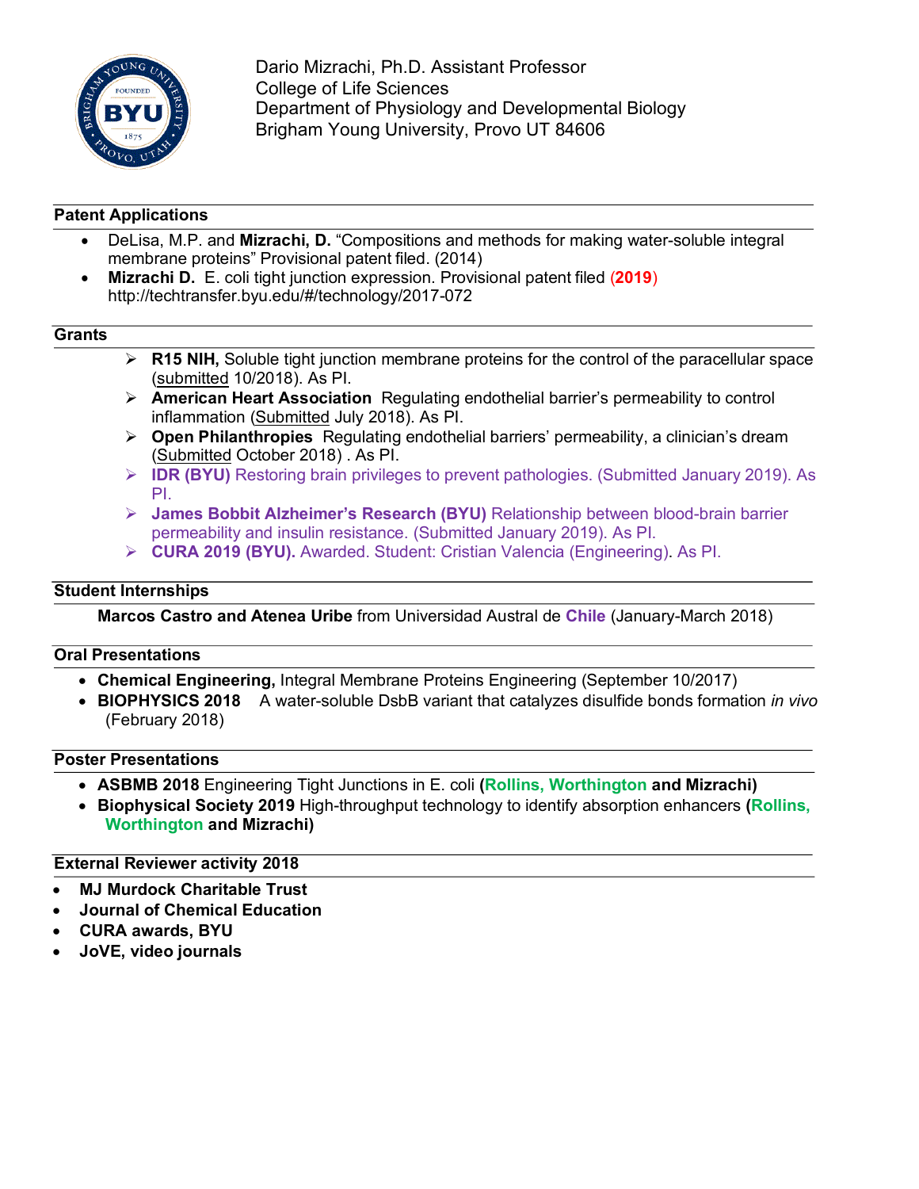Dario Mizrachi, Ph.D. Assistant Professor
College of Life Sciences
Department of Physiology and Developmental Biology
Brigham Young University, Provo UT 84606

## Patent Applications

- DeLisa, M.P. and **Mizrachi, D.** "Compositions and methods for making water-soluble integral membrane proteins" Provisional patent filed. (2014)
- **Mizrachi D.** E. coli tight junction expression. Provisional patent filed (**2019**) http://techtransfer.byu.edu/#/technology/2017-072

## Grants

- **R15 NIH,** Soluble tight junction membrane proteins for the control of the paracellular space (submitted 10/2018). As PI.
- **American Heart Association** Regulating endothelial barrier's permeability to control inflammation (Submitted July 2018). As PI.
- **Open Philanthropies** Regulating endothelial barriers' permeability, a clinician's dream (Submitted October 2018) . As PI.
- **IDR (BYU)** Restoring brain privileges to prevent pathologies. (Submitted January 2019). As PI.
- **James Bobbit Alzheimer's Research (BYU)** Relationship between blood-brain barrier permeability and insulin resistance. (Submitted January 2019). As PI.
- **CURA 2019 (BYU).** Awarded. Student: Cristian Valencia (Engineering). As PI.

## Student Internships

**Marcos Castro and Atenea Uribe** from Universidad Austral de **Chile** (January-March 2018)

## Oral Presentations

- **Chemical Engineering,** Integral Membrane Proteins Engineering (September 10/2017)
- **BIOPHYSICS 2018** A water-soluble DsbB variant that catalyzes disulfide bonds formation *in vivo* (February 2018)

## Poster Presentations

- **ASBMB 2018** Engineering Tight Junctions in E. coli **(Rollins, Worthington and Mizrachi)**
- **Biophysical Society 2019** High-throughput technology to identify absorption enhancers **(Rollins, Worthington and Mizrachi)**

## External Reviewer activity 2018

- **MJ Murdock Charitable Trust**
- **Journal of Chemical Education**
- **CURA awards, BYU**
- **JoVE, video journals**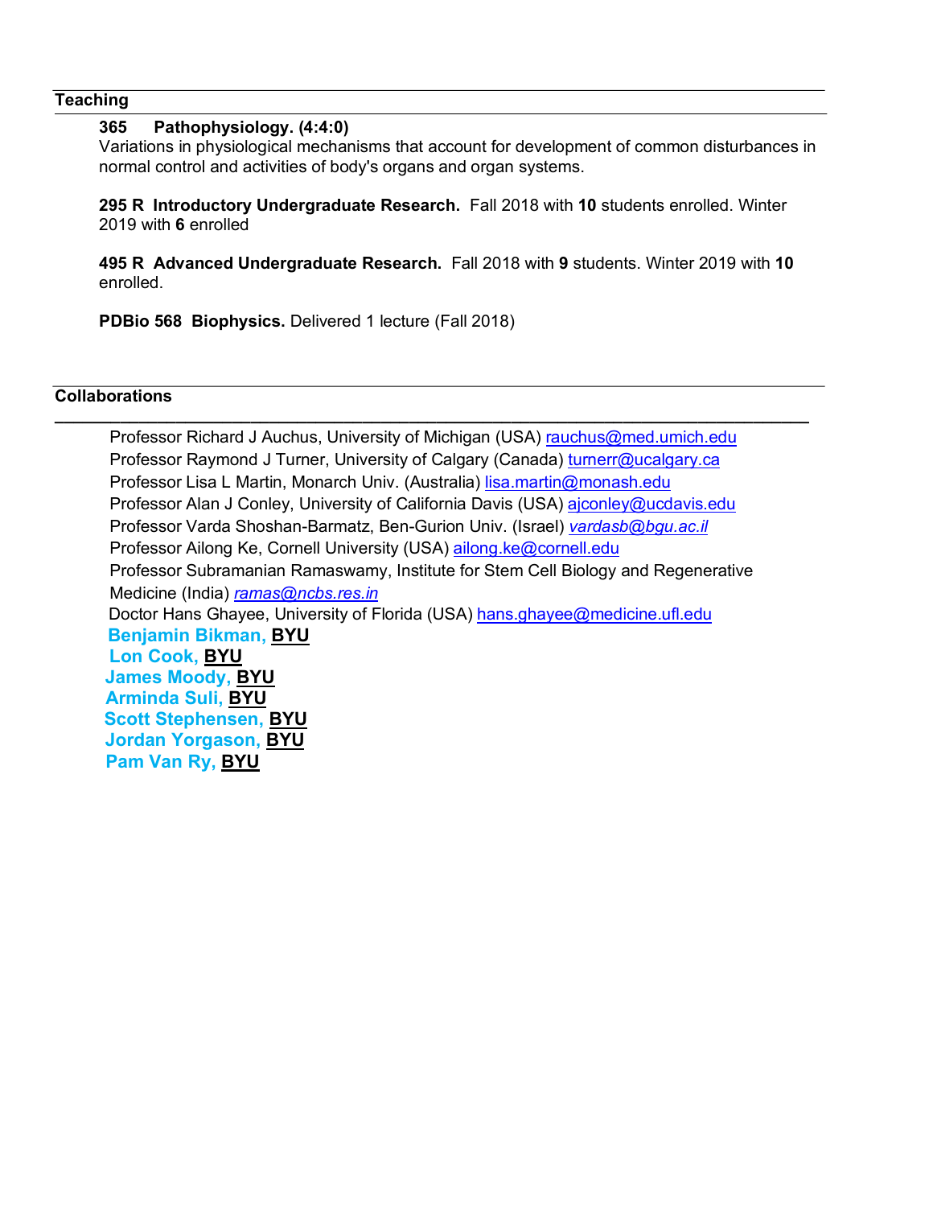## Teaching

**365 Pathophysiology. (4:4:0)**
Variations in physiological mechanisms that account for development of common disturbances in normal control and activities of body's organs and organ systems.

**295 R Introductory Undergraduate Research.** Fall 2018 with **10** students enrolled. Winter 2019 with **6** enrolled

**495 R Advanced Undergraduate Research.** Fall 2018 with **9** students. Winter 2019 with **10** enrolled.

**PDBio 568 Biophysics.** Delivered 1 lecture (Fall 2018)

## Collaborations

Professor Richard J Auchus, University of Michigan (USA) rauchus@med.umich.edu
Professor Raymond J Turner, University of Calgary (Canada) turnerr@ucalgary.ca
Professor Lisa L Martin, Monarch Univ. (Australia) lisa.martin@monash.edu
Professor Alan J Conley, University of California Davis (USA) ajconley@ucdavis.edu
Professor Varda Shoshan-Barmatz, Ben-Gurion Univ. (Israel) *vardasb@bgu.ac.il*
Professor Ailong Ke, Cornell University (USA) ailong.ke@cornell.edu
Professor Subramanian Ramaswamy, Institute for Stem Cell Biology and Regenerative Medicine (India) *ramas@ncbs.res.in*
Doctor Hans Ghayee, University of Florida (USA) hans.ghayee@medicine.ufl.edu
**Benjamin Bikman, BYU**
**Lon Cook, BYU**
**James Moody, BYU**
**Arminda Suli, BYU**
**Scott Stephensen, BYU**
**Jordan Yorgason, BYU**
**Pam Van Ry, BYU**